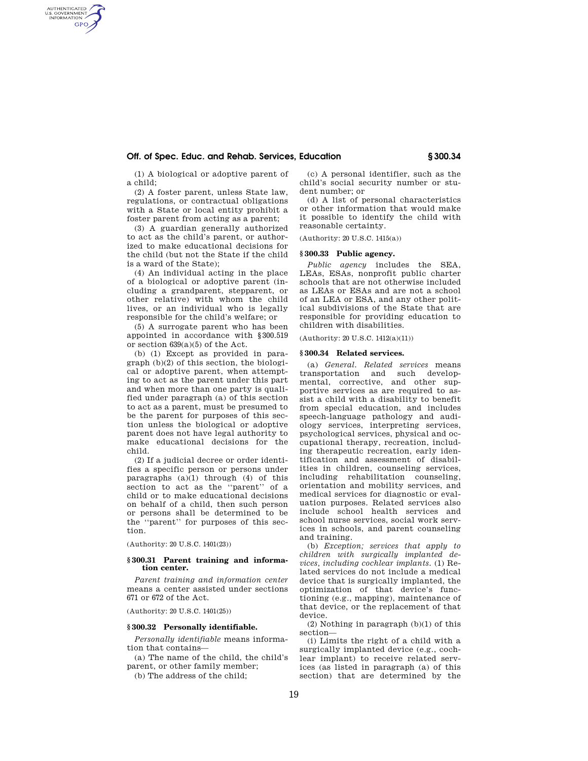(1) A biological or adoptive parent of a child;

(2) A foster parent, unless State law, regulations, or contractual obligations with a State or local entity prohibit a foster parent from acting as a parent;

(3) A guardian generally authorized to act as the child's parent, or authorized to make educational decisions for the child (but not the State if the child is a ward of the State);

(4) An individual acting in the place of a biological or adoptive parent (including a grandparent, stepparent, or other relative) with whom the child lives, or an individual who is legally responsible for the child's welfare; or

(5) A surrogate parent who has been appointed in accordance with § 300.519 or section 639(a)(5) of the Act.

(b) (1) Except as provided in paragraph (b)(2) of this section, the biological or adoptive parent, when attempting to act as the parent under this part and when more than one party is qualified under paragraph (a) of this section to act as a parent, must be presumed to be the parent for purposes of this section unless the biological or adoptive parent does not have legal authority to make educational decisions for the child.

(2) If a judicial decree or order identifies a specific person or persons under paragraphs (a)(1) through (4) of this section to act as the ''parent'' of a child or to make educational decisions on behalf of a child, then such person or persons shall be determined to be the ''parent'' for purposes of this section.

(Authority: 20 U.S.C. 1401(23))

### § 300.31 Parent training and information center.

*Parent training and information center* means a center assisted under sections 671 or 672 of the Act.

(Authority: 20 U.S.C. 1401(25))

### § 300.32 Personally identifiable.

*Personally identifiable* means information that contains—

(a) The name of the child, the child's parent, or other family member;

(b) The address of the child;

(c) A personal identifier, such as the child's social security number or student number; or

(d) A list of personal characteristics or other information that would make it possible to identify the child with reasonable certainty.

(Authority: 20 U.S.C. 1415(a))

### § 300.33 Public agency.

*Public agency* includes the SEA, LEAs, ESAs, nonprofit public charter schools that are not otherwise included as LEAs or ESAs and are not a school of an LEA or ESA, and any other political subdivisions of the State that are responsible for providing education to children with disabilities.

(Authority: 20 U.S.C. 1412(a)(11))

### § 300.34 Related services.

(a) *General. Related services* means transportation and such developmental, corrective, and other supportive services as are required to assist a child with a disability to benefit from special education, and includes speech-language pathology and audiology services, interpreting services, psychological services, physical and occupational therapy, recreation, including therapeutic recreation, early identification and assessment of disabilities in children, counseling services, including rehabilitation counseling, orientation and mobility services, and medical services for diagnostic or evaluation purposes. Related services also include school health services and school nurse services, social work services in schools, and parent counseling and training.

(b) *Exception; services that apply to children with surgically implanted devices, including cochlear implants.* (1) Related services do not include a medical device that is surgically implanted, the optimization of that device's functioning (e.g., mapping), maintenance of that device, or the replacement of that device.

(2) Nothing in paragraph (b)(1) of this section—

(i) Limits the right of a child with a surgically implanted device (e.g., cochlear implant) to receive related services (as listed in paragraph (a) of this section) that are determined by the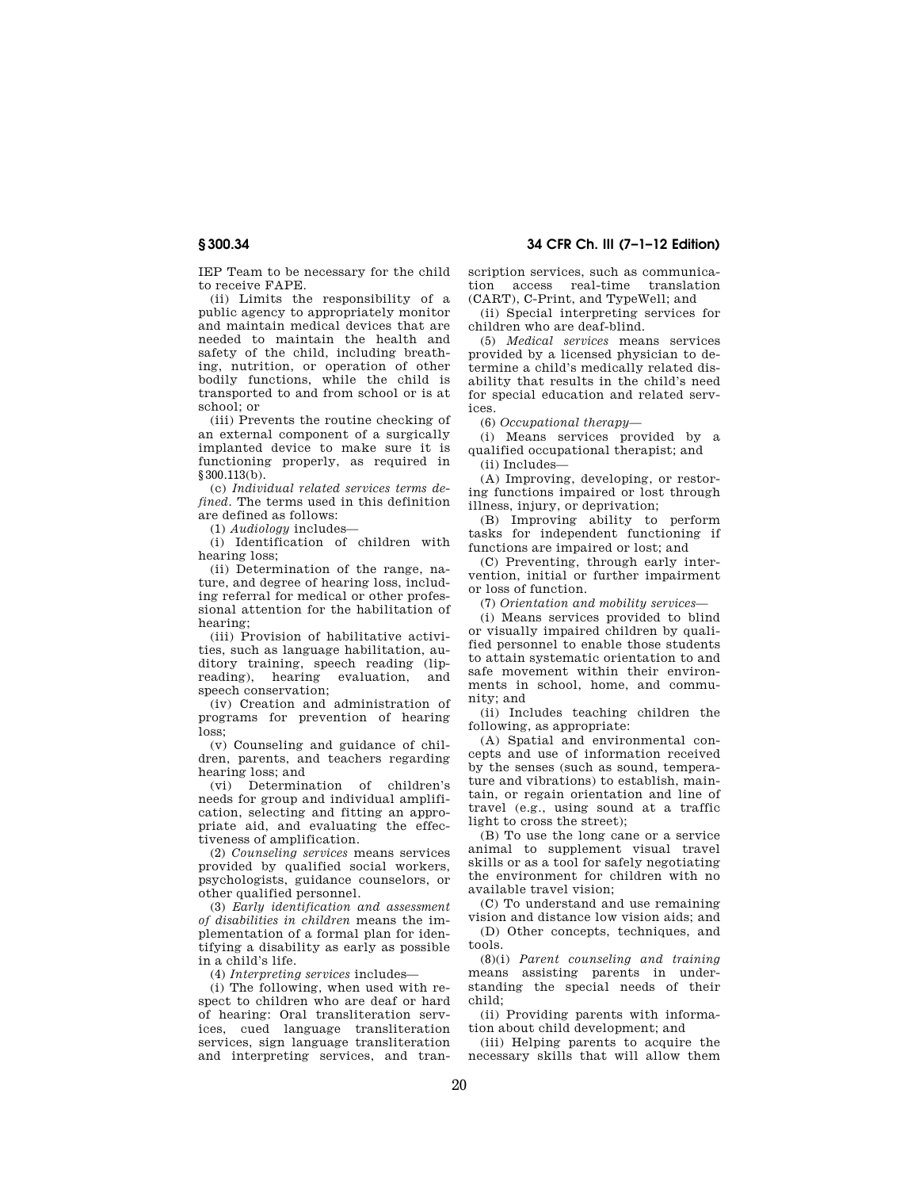IEP Team to be necessary for the child to receive FAPE.

(ii) Limits the responsibility of a public agency to appropriately monitor and maintain medical devices that are needed to maintain the health and safety of the child, including breathing, nutrition, or operation of other bodily functions, while the child is transported to and from school or is at school; or

(iii) Prevents the routine checking of an external component of a surgically implanted device to make sure it is functioning properly, as required in §300.113(b).

(c) *Individual related services terms defined.* The terms used in this definition are defined as follows:

(1) *Audiology* includes—

(i) Identification of children with hearing loss;

(ii) Determination of the range, nature, and degree of hearing loss, including referral for medical or other professional attention for the habilitation of hearing;

(iii) Provision of habilitative activities, such as language habilitation, auditory training, speech reading (lip-reading), hearing evaluation, and speech conservation;

(iv) Creation and administration of programs for prevention of hearing loss;

(v) Counseling and guidance of children, parents, and teachers regarding hearing loss; and

(vi) Determination of children's needs for group and individual amplification, selecting and fitting an appropriate aid, and evaluating the effectiveness of amplification.

(2) *Counseling services* means services provided by qualified social workers, psychologists, guidance counselors, or other qualified personnel.

(3) *Early identification and assessment of disabilities in children* means the implementation of a formal plan for identifying a disability as early as possible in a child's life.

(4) *Interpreting services* includes—

(i) The following, when used with respect to children who are deaf or hard of hearing: Oral transliteration services, cued language transliteration services, sign language transliteration and interpreting services, and transcription services, such as communication access real-time translation (CART), C-Print, and TypeWell; and

(ii) Special interpreting services for children who are deaf-blind.

(5) *Medical services* means services provided by a licensed physician to determine a child's medically related disability that results in the child's need for special education and related services.

(6) *Occupational therapy*—

(i) Means services provided by a qualified occupational therapist; and

(ii) Includes—

(A) Improving, developing, or restoring functions impaired or lost through illness, injury, or deprivation;

(B) Improving ability to perform tasks for independent functioning if functions are impaired or lost; and

(C) Preventing, through early intervention, initial or further impairment or loss of function.

(7) *Orientation and mobility services*—

(i) Means services provided to blind or visually impaired children by qualified personnel to enable those students to attain systematic orientation to and safe movement within their environments in school, home, and community; and

(ii) Includes teaching children the following, as appropriate:

(A) Spatial and environmental concepts and use of information received by the senses (such as sound, temperature and vibrations) to establish, maintain, or regain orientation and line of travel (e.g., using sound at a traffic light to cross the street);

(B) To use the long cane or a service animal to supplement visual travel skills or as a tool for safely negotiating the environment for children with no available travel vision;

(C) To understand and use remaining vision and distance low vision aids; and

(D) Other concepts, techniques, and tools.

(8)(i) *Parent counseling and training* means assisting parents in understanding the special needs of their child;

(ii) Providing parents with information about child development; and

(iii) Helping parents to acquire the necessary skills that will allow them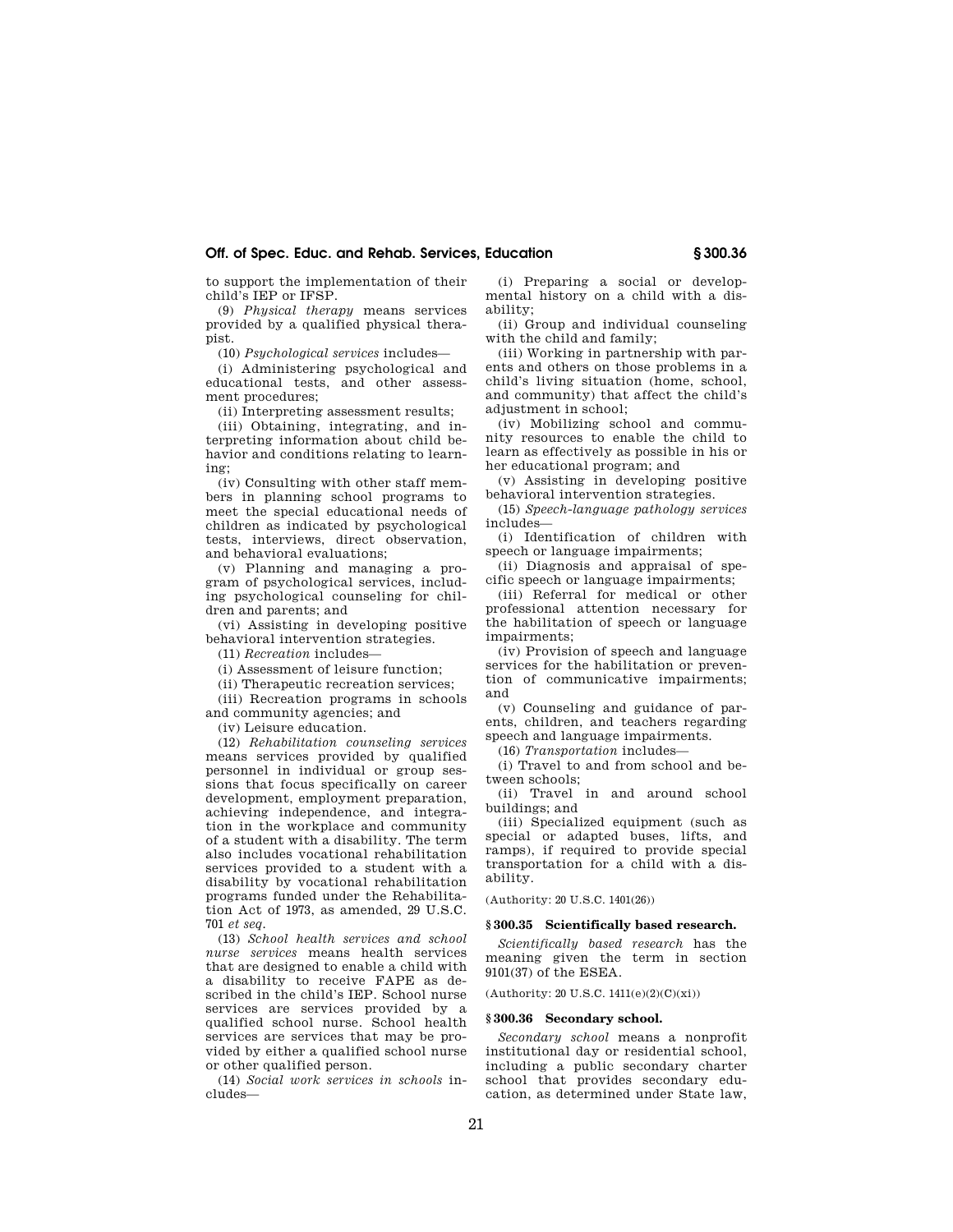to support the implementation of their child's IEP or IFSP.

(9) *Physical therapy* means services provided by a qualified physical therapist.

(10) *Psychological services* includes—

(i) Administering psychological and educational tests, and other assessment procedures;

(ii) Interpreting assessment results;

(iii) Obtaining, integrating, and interpreting information about child behavior and conditions relating to learning;

(iv) Consulting with other staff members in planning school programs to meet the special educational needs of children as indicated by psychological tests, interviews, direct observation, and behavioral evaluations;

(v) Planning and managing a program of psychological services, including psychological counseling for children and parents; and

(vi) Assisting in developing positive behavioral intervention strategies.

(11) *Recreation* includes—

(i) Assessment of leisure function;

(ii) Therapeutic recreation services;

(iii) Recreation programs in schools and community agencies; and

(iv) Leisure education.

(12) *Rehabilitation counseling services* means services provided by qualified personnel in individual or group sessions that focus specifically on career development, employment preparation, achieving independence, and integration in the workplace and community of a student with a disability. The term also includes vocational rehabilitation services provided to a student with a disability by vocational rehabilitation programs funded under the Rehabilitation Act of 1973, as amended, 29 U.S.C. 701 *et seq.*

(13) *School health services and school nurse services* means health services that are designed to enable a child with a disability to receive FAPE as described in the child's IEP. School nurse services are services provided by a qualified school nurse. School health services are services that may be provided by either a qualified school nurse or other qualified person.

(14) *Social work services in schools* includes—

(i) Preparing a social or developmental history on a child with a disability;

(ii) Group and individual counseling with the child and family;

(iii) Working in partnership with parents and others on those problems in a child's living situation (home, school, and community) that affect the child's adjustment in school;

(iv) Mobilizing school and community resources to enable the child to learn as effectively as possible in his or her educational program; and

(v) Assisting in developing positive behavioral intervention strategies.

(15) *Speech-language pathology services* includes—

(i) Identification of children with speech or language impairments;

(ii) Diagnosis and appraisal of specific speech or language impairments;

(iii) Referral for medical or other professional attention necessary for the habilitation of speech or language impairments;

(iv) Provision of speech and language services for the habilitation or prevention of communicative impairments; and

(v) Counseling and guidance of parents, children, and teachers regarding speech and language impairments.

(16) *Transportation* includes—

(i) Travel to and from school and between schools;

(ii) Travel in and around school buildings; and

(iii) Specialized equipment (such as special or adapted buses, lifts, and ramps), if required to provide special transportation for a child with a disability.

(Authority: 20 U.S.C. 1401(26))

### § 300.35 Scientifically based research.

*Scientifically based research* has the meaning given the term in section 9101(37) of the ESEA.

(Authority: 20 U.S.C. 1411(e)(2)(C)(xi))

### § 300.36 Secondary school.

*Secondary school* means a nonprofit institutional day or residential school, including a public secondary charter school that provides secondary education, as determined under State law,